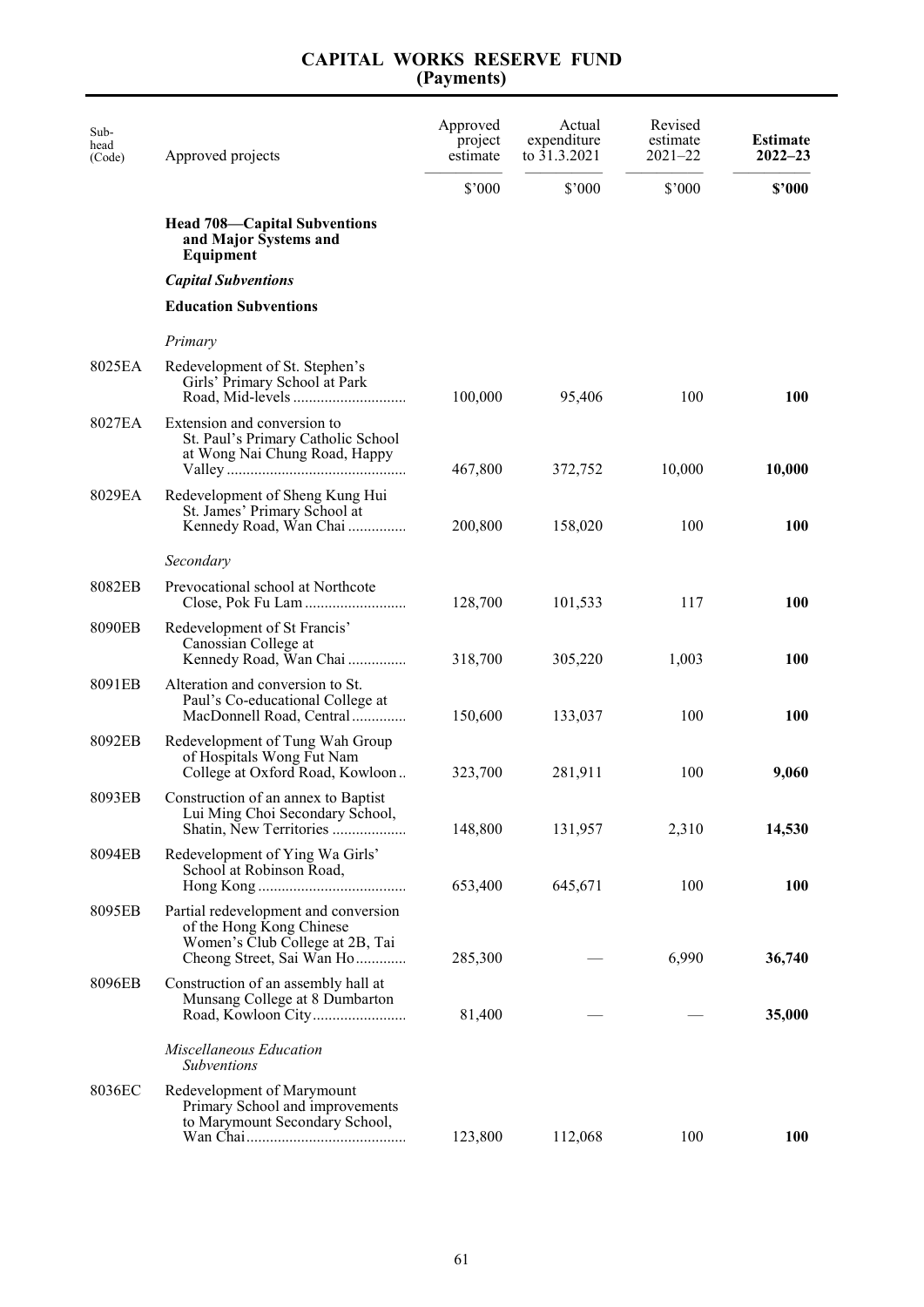# CAPITAL WORKS RESERVE FUND
## (Payments)

| Sub-head (Code) | Approved projects | Approved project estimate | Actual expenditure to 31.3.2021 | Revised estimate 2021–22 | **Estimate 2022–23** |
|---|---|---|---|---|---|
| | | $'000 | $'000 | $'000 | **$'000** |
| | **Head 708—Capital Subventions and Major Systems and Equipment** | | | | |
| | ***Capital Subventions*** | | | | |
| | **Education Subventions** | | | | |
| | *Primary* | | | | |
| 8025EA | Redevelopment of St. Stephen's Girls' Primary School at Park Road, Mid-levels | 100,000 | 95,406 | 100 | **100** |
| 8027EA | Extension and conversion to St. Paul's Primary Catholic School at Wong Nai Chung Road, Happy Valley | 467,800 | 372,752 | 10,000 | **10,000** |
| 8029EA | Redevelopment of Sheng Kung Hui St. James' Primary School at Kennedy Road, Wan Chai | 200,800 | 158,020 | 100 | **100** |
| | *Secondary* | | | | |
| 8082EB | Prevocational school at Northcote Close, Pok Fu Lam | 128,700 | 101,533 | 117 | **100** |
| 8090EB | Redevelopment of St Francis' Canossian College at Kennedy Road, Wan Chai | 318,700 | 305,220 | 1,003 | **100** |
| 8091EB | Alteration and conversion to St. Paul's Co-educational College at MacDonnell Road, Central | 150,600 | 133,037 | 100 | **100** |
| 8092EB | Redevelopment of Tung Wah Group of Hospitals Wong Fut Nam College at Oxford Road, Kowloon | 323,700 | 281,911 | 100 | **9,060** |
| 8093EB | Construction of an annex to Baptist Lui Ming Choi Secondary School, Shatin, New Territories | 148,800 | 131,957 | 2,310 | **14,530** |
| 8094EB | Redevelopment of Ying Wa Girls' School at Robinson Road, Hong Kong | 653,400 | 645,671 | 100 | **100** |
| 8095EB | Partial redevelopment and conversion of the Hong Kong Chinese Women's Club College at 2B, Tai Cheong Street, Sai Wan Ho | 285,300 | — | 6,990 | **36,740** |
| 8096EB | Construction of an assembly hall at Munsang College at 8 Dumbarton Road, Kowloon City | 81,400 | — | — | **35,000** |
| | *Miscellaneous Education Subventions* | | | | |
| 8036EC | Redevelopment of Marymount Primary School and improvements to Marymount Secondary School, Wan Chai | 123,800 | 112,068 | 100 | **100** |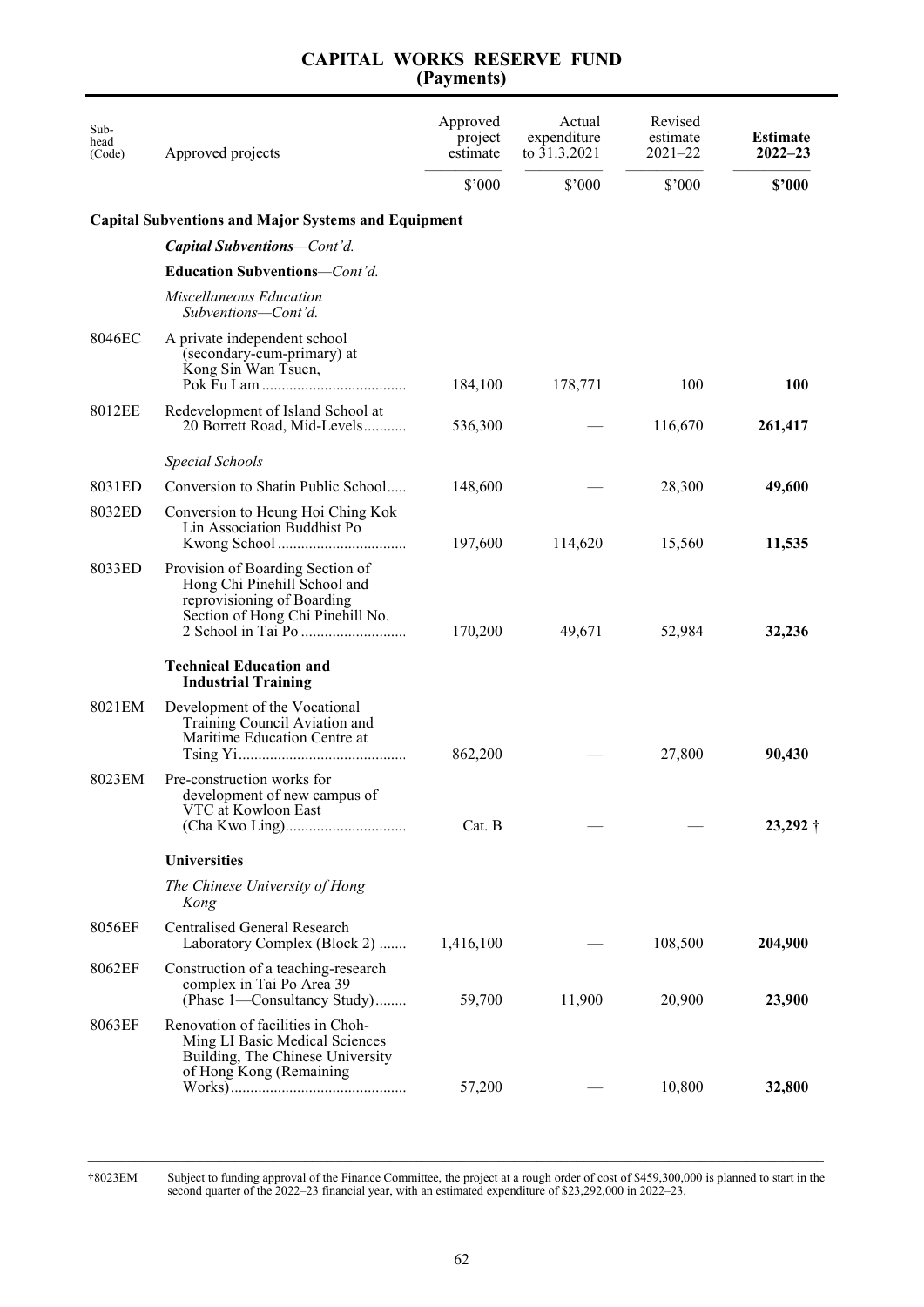# CAPITAL WORKS RESERVE FUND
## (Payments)

| Sub-head (Code) | Approved projects | Approved project estimate | Actual expenditure to 31.3.2021 | Revised estimate 2021–22 | **Estimate 2022–23** |
|---|---|---|---|---|---|
| | | $'000 | $'000 | $'000 | **$'000** |
| | **Capital Subventions and Major Systems and Equipment** | | | | |
| | ***Capital Subventions****—Cont'd.* | | | | |
| | **Education Subventions***—Cont'd.* | | | | |
| | *Miscellaneous Education Subventions—Cont'd.* | | | | |
| 8046EC | A private independent school (secondary-cum-primary) at Kong Sin Wan Tsuen, Pok Fu Lam | 184,100 | 178,771 | 100 | **100** |
| 8012EE | Redevelopment of Island School at 20 Borrett Road, Mid-Levels | 536,300 | — | 116,670 | **261,417** |
| | *Special Schools* | | | | |
| 8031ED | Conversion to Shatin Public School | 148,600 | — | 28,300 | **49,600** |
| 8032ED | Conversion to Heung Hoi Ching Kok Lin Association Buddhist Po Kwong School | 197,600 | 114,620 | 15,560 | **11,535** |
| 8033ED | Provision of Boarding Section of Hong Chi Pinehill School and reprovisioning of Boarding Section of Hong Chi Pinehill No. 2 School in Tai Po | 170,200 | 49,671 | 52,984 | **32,236** |
| | **Technical Education and Industrial Training** | | | | |
| 8021EM | Development of the Vocational Training Council Aviation and Maritime Education Centre at Tsing Yi | 862,200 | — | 27,800 | **90,430** |
| 8023EM | Pre-construction works for development of new campus of VTC at Kowloon East (Cha Kwo Ling) | Cat. B | — | — | **23,292** † |
| | **Universities** | | | | |
| | *The Chinese University of Hong Kong* | | | | |
| 8056EF | Centralised General Research Laboratory Complex (Block 2) | 1,416,100 | — | 108,500 | **204,900** |
| 8062EF | Construction of a teaching-research complex in Tai Po Area 39 (Phase 1—Consultancy Study) | 59,700 | 11,900 | 20,900 | **23,900** |
| 8063EF | Renovation of facilities in Choh-Ming LI Basic Medical Sciences Building, The Chinese University of Hong Kong (Remaining Works) | 57,200 | — | 10,800 | **32,800** |

†8023EM Subject to funding approval of the Finance Committee, the project at a rough order of cost of $459,300,000 is planned to start in the second quarter of the 2022–23 financial year, with an estimated expenditure of $23,292,000 in 2022–23.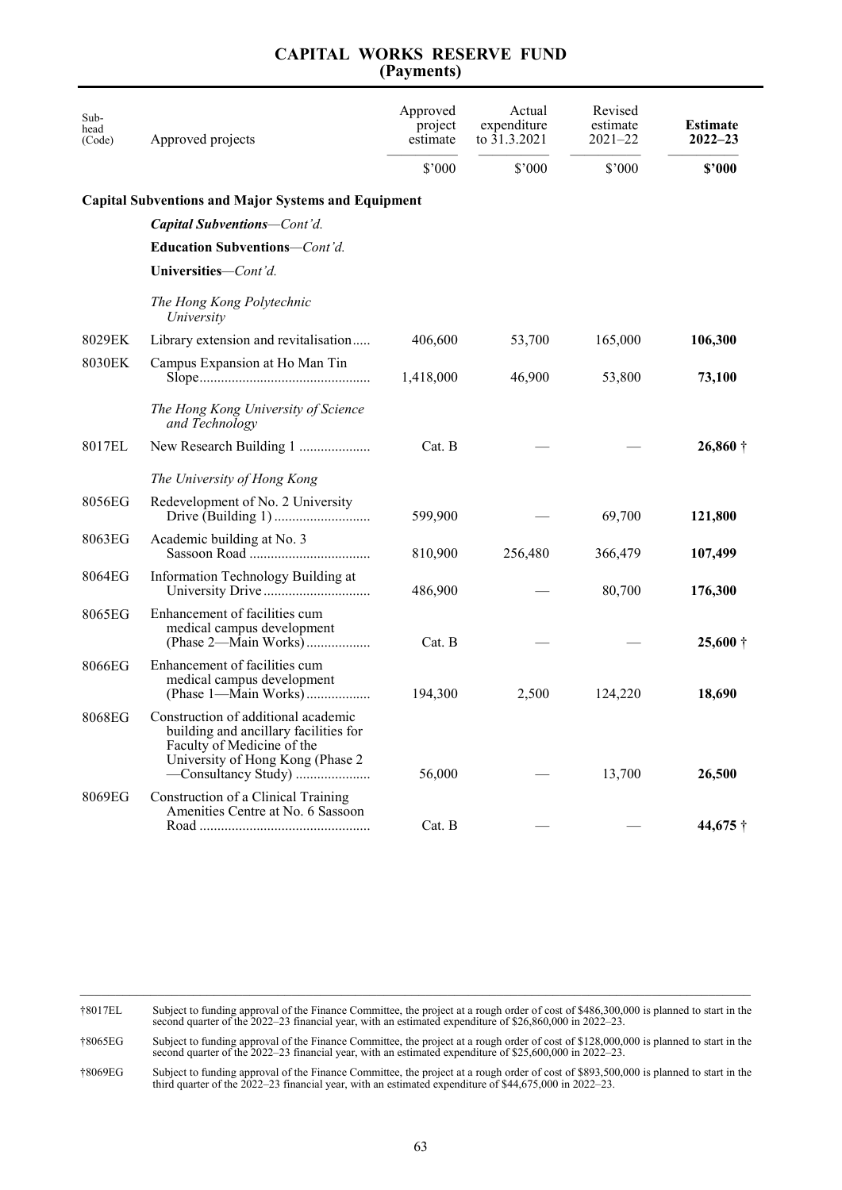# CAPITAL WORKS RESERVE FUND
## (Payments)

| Sub-head (Code) | Approved projects | Approved project estimate | Actual expenditure to 31.3.2021 | Revised estimate 2021–22 | **Estimate 2022–23** |
|---|---|---|---|---|---|
| | | $'000 | $'000 | $'000 | **$'000** |
| | **Capital Subventions and Major Systems and Equipment** | | | | |
| | ***Capital Subventions**—Cont'd.* | | | | |
| | **Education Subventions**—*Cont'd.* | | | | |
| | **Universities**—*Cont'd.* | | | | |
| | *The Hong Kong Polytechnic University* | | | | |
| 8029EK | Library extension and revitalisation..... | 406,600 | 53,700 | 165,000 | **106,300** |
| 8030EK | Campus Expansion at Ho Man Tin Slope................................................ | 1,418,000 | 46,900 | 53,800 | **73,100** |
| | *The Hong Kong University of Science and Technology* | | | | |
| 8017EL | New Research Building 1 .................... | Cat. B | — | — | **26,860** † |
| | *The University of Hong Kong* | | | | |
| 8056EG | Redevelopment of No. 2 University Drive (Building 1) ........................... | 599,900 | — | 69,700 | **121,800** |
| 8063EG | Academic building at No. 3 Sassoon Road .................................. | 810,900 | 256,480 | 366,479 | **107,499** |
| 8064EG | Information Technology Building at University Drive .............................. | 486,900 | — | 80,700 | **176,300** |
| 8065EG | Enhancement of facilities cum medical campus development (Phase 2—Main Works).................. | Cat. B | — | — | **25,600** † |
| 8066EG | Enhancement of facilities cum medical campus development (Phase 1—Main Works).................. | 194,300 | 2,500 | 124,220 | **18,690** |
| 8068EG | Construction of additional academic building and ancillary facilities for Faculty of Medicine of the University of Hong Kong (Phase 2—Consultancy Study) ..................... | 56,000 | — | 13,700 | **26,500** |
| 8069EG | Construction of a Clinical Training Amenities Centre at No. 6 Sassoon Road ................................................ | Cat. B | — | — | **44,675** † |

---

†8017EL Subject to funding approval of the Finance Committee, the project at a rough order of cost of $486,300,000 is planned to start in the second quarter of the 2022–23 financial year, with an estimated expenditure of $26,860,000 in 2022–23.

†8065EG Subject to funding approval of the Finance Committee, the project at a rough order of cost of $128,000,000 is planned to start in the second quarter of the 2022–23 financial year, with an estimated expenditure of $25,600,000 in 2022–23.

†8069EG Subject to funding approval of the Finance Committee, the project at a rough order of cost of $893,500,000 is planned to start in the third quarter of the 2022–23 financial year, with an estimated expenditure of $44,675,000 in 2022–23.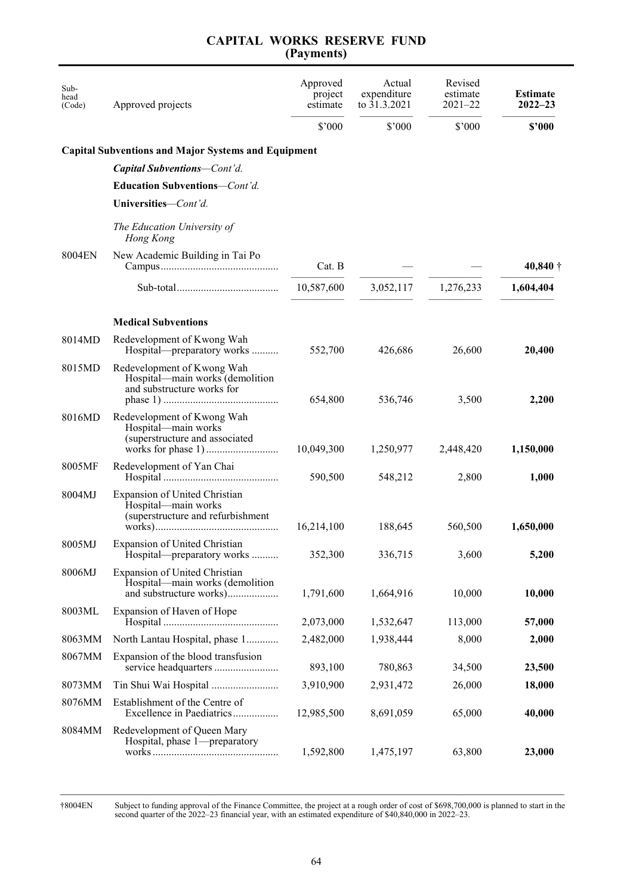# CAPITAL WORKS RESERVE FUND
## (Payments)

| Sub-head (Code) | Approved projects | Approved project estimate | Actual expenditure to 31.3.2021 | Revised estimate 2021–22 | **Estimate 2022–23** |
|---|---|---|---|---|---|
| | | $'000 | $'000 | $'000 | **$'000** |
| | **Capital Subventions and Major Systems and Equipment** | | | | |
| | ***Capital Subventions****—Cont'd.* | | | | |
| | **Education Subventions**—*Cont'd.* | | | | |
| | **Universities**—*Cont'd.* | | | | |
| | *The Education University of Hong Kong* | | | | |
| 8004EN | New Academic Building in Tai Po Campus | Cat. B | — | — | **40,840** † |
| | Sub-total | 10,587,600 | 3,052,117 | 1,276,233 | **1,604,404** |
| | **Medical Subventions** | | | | |
| 8014MD | Redevelopment of Kwong Wah Hospital—preparatory works | 552,700 | 426,686 | 26,600 | **20,400** |
| 8015MD | Redevelopment of Kwong Wah Hospital—main works (demolition and substructure works for phase 1) | 654,800 | 536,746 | 3,500 | **2,200** |
| 8016MD | Redevelopment of Kwong Wah Hospital—main works (superstructure and associated works for phase 1) | 10,049,300 | 1,250,977 | 2,448,420 | **1,150,000** |
| 8005MF | Redevelopment of Yan Chai Hospital | 590,500 | 548,212 | 2,800 | **1,000** |
| 8004MJ | Expansion of United Christian Hospital—main works (superstructure and refurbishment works) | 16,214,100 | 188,645 | 560,500 | **1,650,000** |
| 8005MJ | Expansion of United Christian Hospital—preparatory works | 352,300 | 336,715 | 3,600 | **5,200** |
| 8006MJ | Expansion of United Christian Hospital—main works (demolition and substructure works) | 1,791,600 | 1,664,916 | 10,000 | **10,000** |
| 8003ML | Expansion of Haven of Hope Hospital | 2,073,000 | 1,532,647 | 113,000 | **57,000** |
| 8063MM | North Lantau Hospital, phase 1 | 2,482,000 | 1,938,444 | 8,000 | **2,000** |
| 8067MM | Expansion of the blood transfusion service headquarters | 893,100 | 780,863 | 34,500 | **23,500** |
| 8073MM | Tin Shui Wai Hospital | 3,910,900 | 2,931,472 | 26,000 | **18,000** |
| 8076MM | Establishment of the Centre of Excellence in Paediatrics | 12,985,500 | 8,691,059 | 65,000 | **40,000** |
| 8084MM | Redevelopment of Queen Mary Hospital, phase 1—preparatory works | 1,592,800 | 1,475,197 | 63,800 | **23,000** |

†8004EN Subject to funding approval of the Finance Committee, the project at a rough order of cost of $698,700,000 is planned to start in the second quarter of the 2022–23 financial year, with an estimated expenditure of $40,840,000 in 2022–23.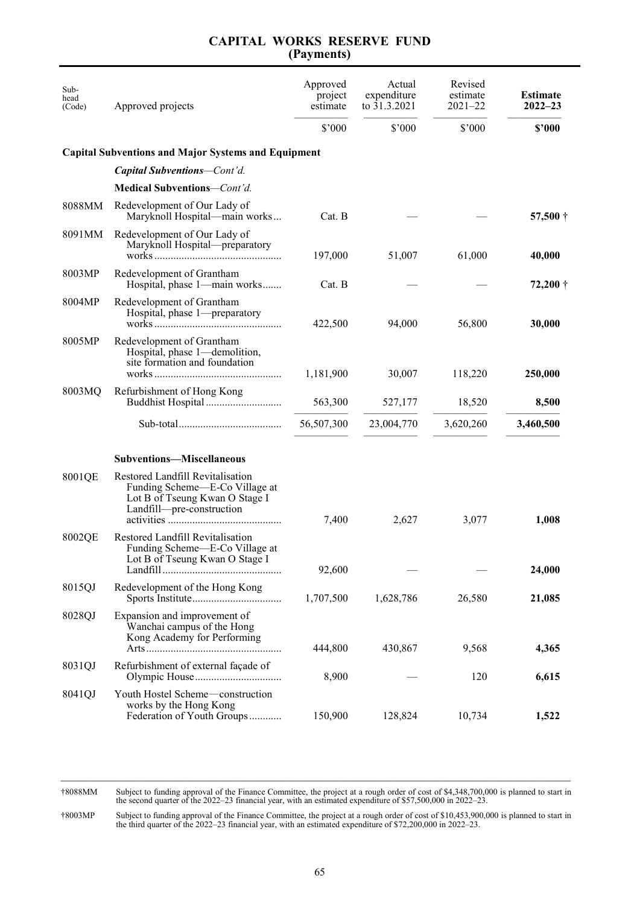# CAPITAL WORKS RESERVE FUND
## (Payments)

| Sub-head (Code) | Approved projects | Approved project estimate | Actual expenditure to 31.3.2021 | Revised estimate 2021–22 | **Estimate 2022–23** |
|---|---|---|---|---|---|
| | | $'000 | $'000 | $'000 | **$'000** |
| | **Capital Subventions and Major Systems and Equipment** | | | | |
| | ***Capital Subventions**—Cont'd.* | | | | |
| | **Medical Subventions**—*Cont'd.* | | | | |
| 8088MM | Redevelopment of Our Lady of Maryknoll Hospital—main works | Cat. B | — | — | **57,500** † |
| 8091MM | Redevelopment of Our Lady of Maryknoll Hospital—preparatory works | 197,000 | 51,007 | 61,000 | **40,000** |
| 8003MP | Redevelopment of Grantham Hospital, phase 1—main works | Cat. B | — | — | **72,200** † |
| 8004MP | Redevelopment of Grantham Hospital, phase 1—preparatory works | 422,500 | 94,000 | 56,800 | **30,000** |
| 8005MP | Redevelopment of Grantham Hospital, phase 1—demolition, site formation and foundation works | 1,181,900 | 30,007 | 118,220 | **250,000** |
| 8003MQ | Refurbishment of Hong Kong Buddhist Hospital | 563,300 | 527,177 | 18,520 | **8,500** |
| | Sub-total | 56,507,300 | 23,004,770 | 3,620,260 | **3,460,500** |
| | **Subventions—Miscellaneous** | | | | |
| 8001QE | Restored Landfill Revitalisation Funding Scheme—E-Co Village at Lot B of Tseung Kwan O Stage I Landfill—pre-construction activities | 7,400 | 2,627 | 3,077 | **1,008** |
| 8002QE | Restored Landfill Revitalisation Funding Scheme—E-Co Village at Lot B of Tseung Kwan O Stage I Landfill | 92,600 | — | — | **24,000** |
| 8015QJ | Redevelopment of the Hong Kong Sports Institute | 1,707,500 | 1,628,786 | 26,580 | **21,085** |
| 8028QJ | Expansion and improvement of Wanchai campus of the Hong Kong Academy for Performing Arts | 444,800 | 430,867 | 9,568 | **4,365** |
| 8031QJ | Refurbishment of external façade of Olympic House | 8,900 | — | 120 | **6,615** |
| 8041QJ | Youth Hostel Scheme—construction works by the Hong Kong Federation of Youth Groups | 150,900 | 128,824 | 10,734 | **1,522** |

†8088MM Subject to funding approval of the Finance Committee, the project at a rough order of cost of $4,348,700,000 is planned to start in the second quarter of the 2022–23 financial year, with an estimated expenditure of $57,500,000 in 2022–23.

†8003MP Subject to funding approval of the Finance Committee, the project at a rough order of cost of $10,453,900,000 is planned to start in the third quarter of the 2022–23 financial year, with an estimated expenditure of $72,200,000 in 2022–23.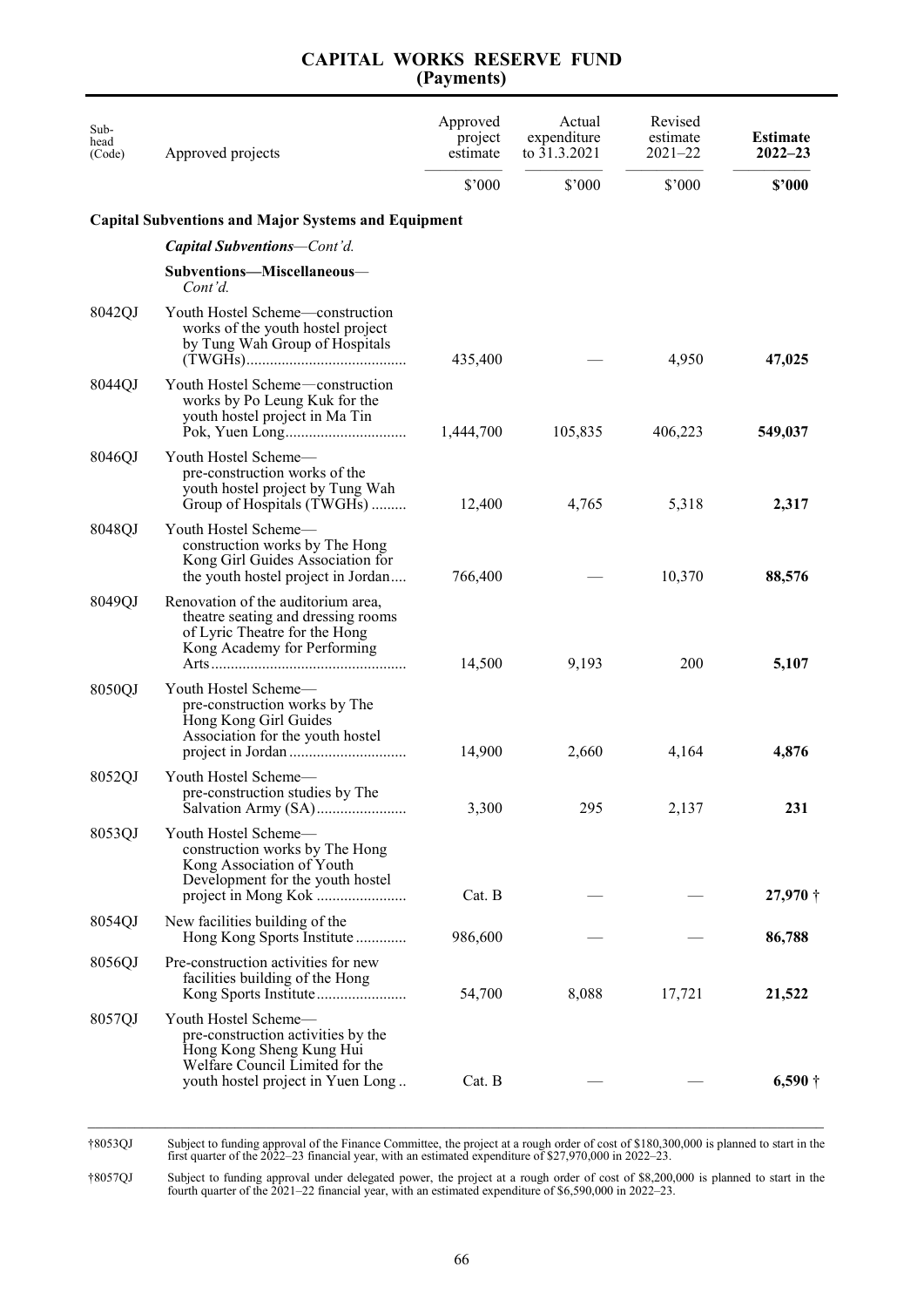# CAPITAL WORKS RESERVE FUND
## (Payments)

| Sub-head (Code) | Approved projects | Approved project estimate | Actual expenditure to 31.3.2021 | Revised estimate 2021–22 | **Estimate 2022–23** |
|---|---|---|---|---|---|
| | | $'000 | $'000 | $'000 | **$'000** |
| | **Capital Subventions and Major Systems and Equipment** | | | | |
| | ***Capital Subventions**—Cont'd.* | | | | |
| | **Subventions—Miscellaneous**—*Cont'd.* | | | | |
| 8042QJ | Youth Hostel Scheme—construction works of the youth hostel project by Tung Wah Group of Hospitals (TWGHs)........................................ | 435,400 | — | 4,950 | **47,025** |
| 8044QJ | Youth Hostel Scheme—construction works by Po Leung Kuk for the youth hostel project in Ma Tin Pok, Yuen Long.............................. | 1,444,700 | 105,835 | 406,223 | **549,037** |
| 8046QJ | Youth Hostel Scheme—pre-construction works of the youth hostel project by Tung Wah Group of Hospitals (TWGHs) ......... | 12,400 | 4,765 | 5,318 | **2,317** |
| 8048QJ | Youth Hostel Scheme—construction works by The Hong Kong Girl Guides Association for the youth hostel project in Jordan.... | 766,400 | — | 10,370 | **88,576** |
| 8049QJ | Renovation of the auditorium area, theatre seating and dressing rooms of Lyric Theatre for the Hong Kong Academy for Performing Arts................................................. | 14,500 | 9,193 | 200 | **5,107** |
| 8050QJ | Youth Hostel Scheme—pre-construction works by The Hong Kong Girl Guides Association for the youth hostel project in Jordan ............................. | 14,900 | 2,660 | 4,164 | **4,876** |
| 8052QJ | Youth Hostel Scheme—pre-construction studies by The Salvation Army (SA)....................... | 3,300 | 295 | 2,137 | **231** |
| 8053QJ | Youth Hostel Scheme—construction works by The Hong Kong Association of Youth Development for the youth hostel project in Mong Kok ...................... | Cat. B | — | — | **27,970** † |
| 8054QJ | New facilities building of the Hong Kong Sports Institute ............ | 986,600 | — | — | **86,788** |
| 8056QJ | Pre-construction activities for new facilities building of the Hong Kong Sports Institute....................... | 54,700 | 8,088 | 17,721 | **21,522** |
| 8057QJ | Youth Hostel Scheme—pre-construction activities by the Hong Kong Sheng Kung Hui Welfare Council Limited for the youth hostel project in Yuen Long .. | Cat. B | — | — | **6,590** † |

†8053QJ Subject to funding approval of the Finance Committee, the project at a rough order of cost of $180,300,000 is planned to start in the first quarter of the 2022–23 financial year, with an estimated expenditure of $27,970,000 in 2022–23.

†8057QJ Subject to funding approval under delegated power, the project at a rough order of cost of $8,200,000 is planned to start in the fourth quarter of the 2021–22 financial year, with an estimated expenditure of $6,590,000 in 2022–23.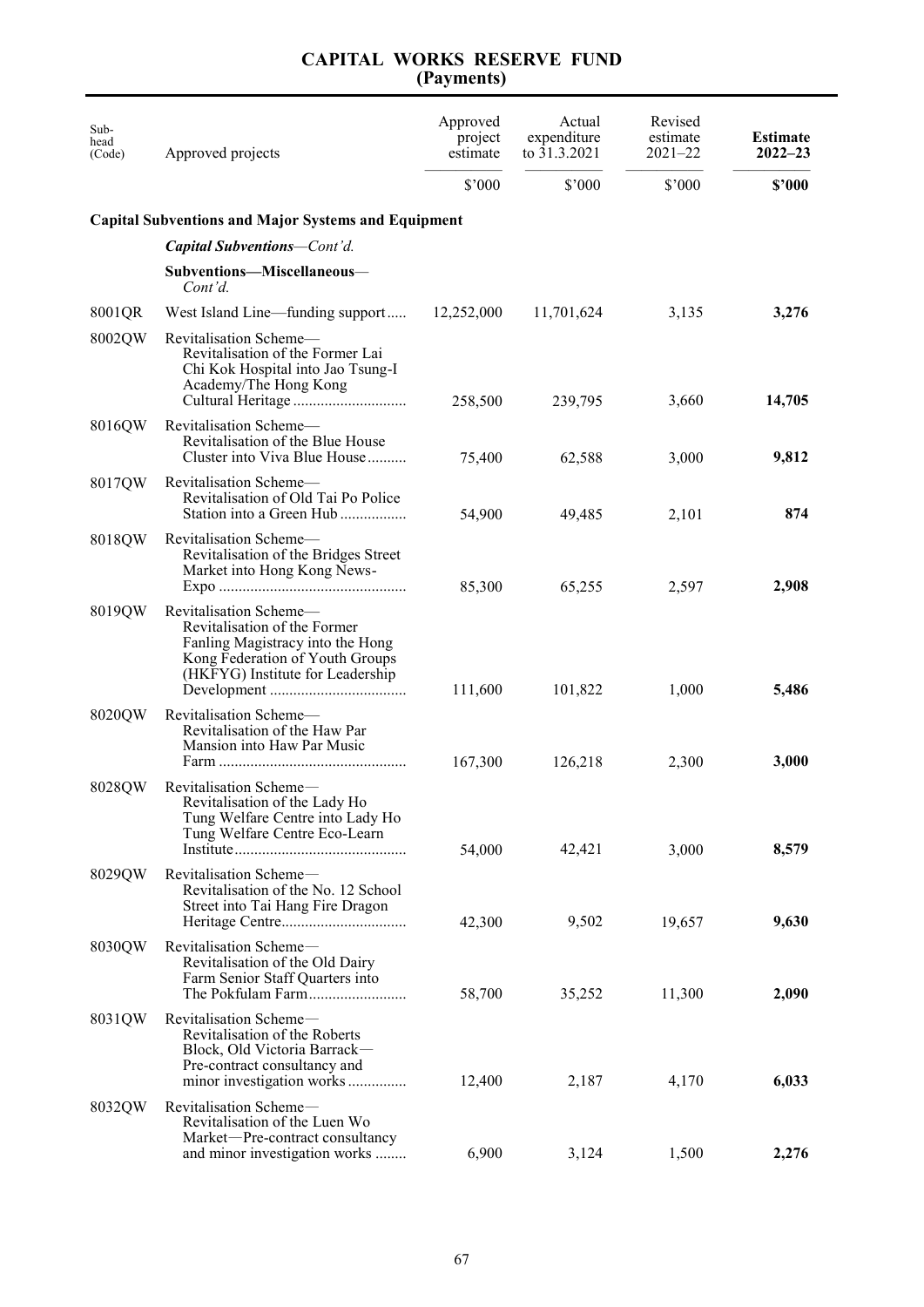# CAPITAL WORKS RESERVE FUND
## (Payments)

| Sub-head (Code) | Approved projects | Approved project estimate | Actual expenditure to 31.3.2021 | Revised estimate 2021–22 | **Estimate 2022–23** |
|---|---|---|---|---|---|
| | | $'000 | $'000 | $'000 | **$'000** |
| | **Capital Subventions and Major Systems and Equipment** | | | | |
| | ***Capital Subventions**—Cont'd.* | | | | |
| | **Subventions—Miscellaneous**—*Cont'd.* | | | | |
| 8001QR | West Island Line—funding support | 12,252,000 | 11,701,624 | 3,135 | **3,276** |
| 8002QW | Revitalisation Scheme—Revitalisation of the Former Lai Chi Kok Hospital into Jao Tsung-I Academy/The Hong Kong Cultural Heritage | 258,500 | 239,795 | 3,660 | **14,705** |
| 8016QW | Revitalisation Scheme—Revitalisation of the Blue House Cluster into Viva Blue House | 75,400 | 62,588 | 3,000 | **9,812** |
| 8017QW | Revitalisation Scheme—Revitalisation of Old Tai Po Police Station into a Green Hub | 54,900 | 49,485 | 2,101 | **874** |
| 8018QW | Revitalisation Scheme—Revitalisation of the Bridges Street Market into Hong Kong News-Expo | 85,300 | 65,255 | 2,597 | **2,908** |
| 8019QW | Revitalisation Scheme—Revitalisation of the Former Fanling Magistracy into the Hong Kong Federation of Youth Groups (HKFYG) Institute for Leadership Development | 111,600 | 101,822 | 1,000 | **5,486** |
| 8020QW | Revitalisation Scheme—Revitalisation of the Haw Par Mansion into Haw Par Music Farm | 167,300 | 126,218 | 2,300 | **3,000** |
| 8028QW | Revitalisation Scheme—Revitalisation of the Lady Ho Tung Welfare Centre into Lady Ho Tung Welfare Centre Eco-Learn Institute | 54,000 | 42,421 | 3,000 | **8,579** |
| 8029QW | Revitalisation Scheme—Revitalisation of the No. 12 School Street into Tai Hang Fire Dragon Heritage Centre | 42,300 | 9,502 | 19,657 | **9,630** |
| 8030QW | Revitalisation Scheme—Revitalisation of the Old Dairy Farm Senior Staff Quarters into The Pokfulam Farm | 58,700 | 35,252 | 11,300 | **2,090** |
| 8031QW | Revitalisation Scheme—Revitalisation of the Roberts Block, Old Victoria Barrack—Pre-contract consultancy and minor investigation works | 12,400 | 2,187 | 4,170 | **6,033** |
| 8032QW | Revitalisation Scheme—Revitalisation of the Luen Wo Market—Pre-contract consultancy and minor investigation works | 6,900 | 3,124 | 1,500 | **2,276** |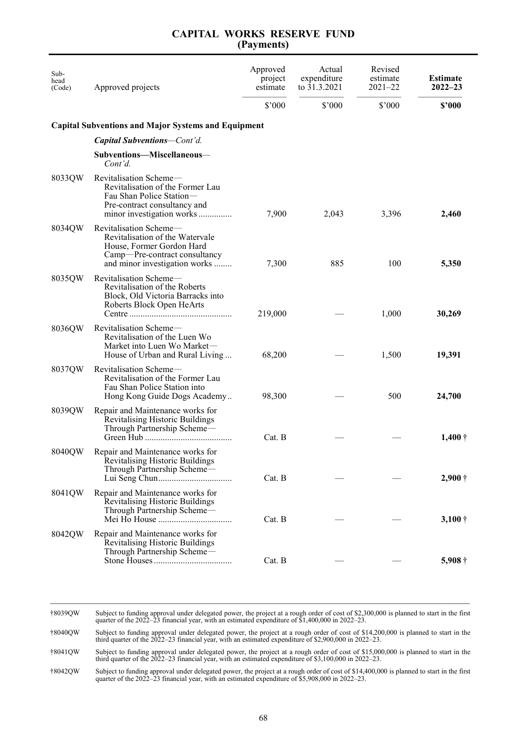# CAPITAL WORKS RESERVE FUND
## (Payments)

| Sub-head (Code) | Approved projects | Approved project estimate | Actual expenditure to 31.3.2021 | Revised estimate 2021–22 | **Estimate 2022–23** |
|---|---|---|---|---|---|
| | | $'000 | $'000 | $'000 | **$'000** |
| | **Capital Subventions and Major Systems and Equipment** | | | | |
| | ***Capital Subventions**—Cont'd.* | | | | |
| | **Subventions—Miscellaneous**—*Cont'd.* | | | | |
| 8033QW | Revitalisation Scheme—Revitalisation of the Former Lau Fau Shan Police Station—Pre-contract consultancy and minor investigation works | 7,900 | 2,043 | 3,396 | **2,460** |
| 8034QW | Revitalisation Scheme—Revitalisation of the Watervale House, Former Gordon Hard Camp—Pre-contract consultancy and minor investigation works | 7,300 | 885 | 100 | **5,350** |
| 8035QW | Revitalisation Scheme—Revitalisation of the Roberts Block, Old Victoria Barracks into Roberts Block Open HeArts Centre | 219,000 | — | 1,000 | **30,269** |
| 8036QW | Revitalisation Scheme—Revitalisation of the Luen Wo Market into Luen Wo Market—House of Urban and Rural Living | 68,200 | — | 1,500 | **19,391** |
| 8037QW | Revitalisation Scheme—Revitalisation of the Former Lau Fau Shan Police Station into Hong Kong Guide Dogs Academy | 98,300 | — | 500 | **24,700** |
| 8039QW | Repair and Maintenance works for Revitalising Historic Buildings Through Partnership Scheme—Green Hub | Cat. B | — | — | **1,400** † |
| 8040QW | Repair and Maintenance works for Revitalising Historic Buildings Through Partnership Scheme—Lui Seng Chun | Cat. B | — | — | **2,900** † |
| 8041QW | Repair and Maintenance works for Revitalising Historic Buildings Through Partnership Scheme—Mei Ho House | Cat. B | — | — | **3,100** † |
| 8042QW | Repair and Maintenance works for Revitalising Historic Buildings Through Partnership Scheme—Stone Houses | Cat. B | — | — | **5,908** † |

†8039QW Subject to funding approval under delegated power, the project at a rough order of cost of $2,300,000 is planned to start in the first quarter of the 2022–23 financial year, with an estimated expenditure of $1,400,000 in 2022–23.

†8040QW Subject to funding approval under delegated power, the project at a rough order of cost of $14,200,000 is planned to start in the third quarter of the 2022–23 financial year, with an estimated expenditure of $2,900,000 in 2022–23.

†8041QW Subject to funding approval under delegated power, the project at a rough order of cost of $15,000,000 is planned to start in the third quarter of the 2022–23 financial year, with an estimated expenditure of $3,100,000 in 2022–23.

†8042QW Subject to funding approval under delegated power, the project at a rough order of cost of $14,400,000 is planned to start in the first quarter of the 2022–23 financial year, with an estimated expenditure of $5,908,000 in 2022–23.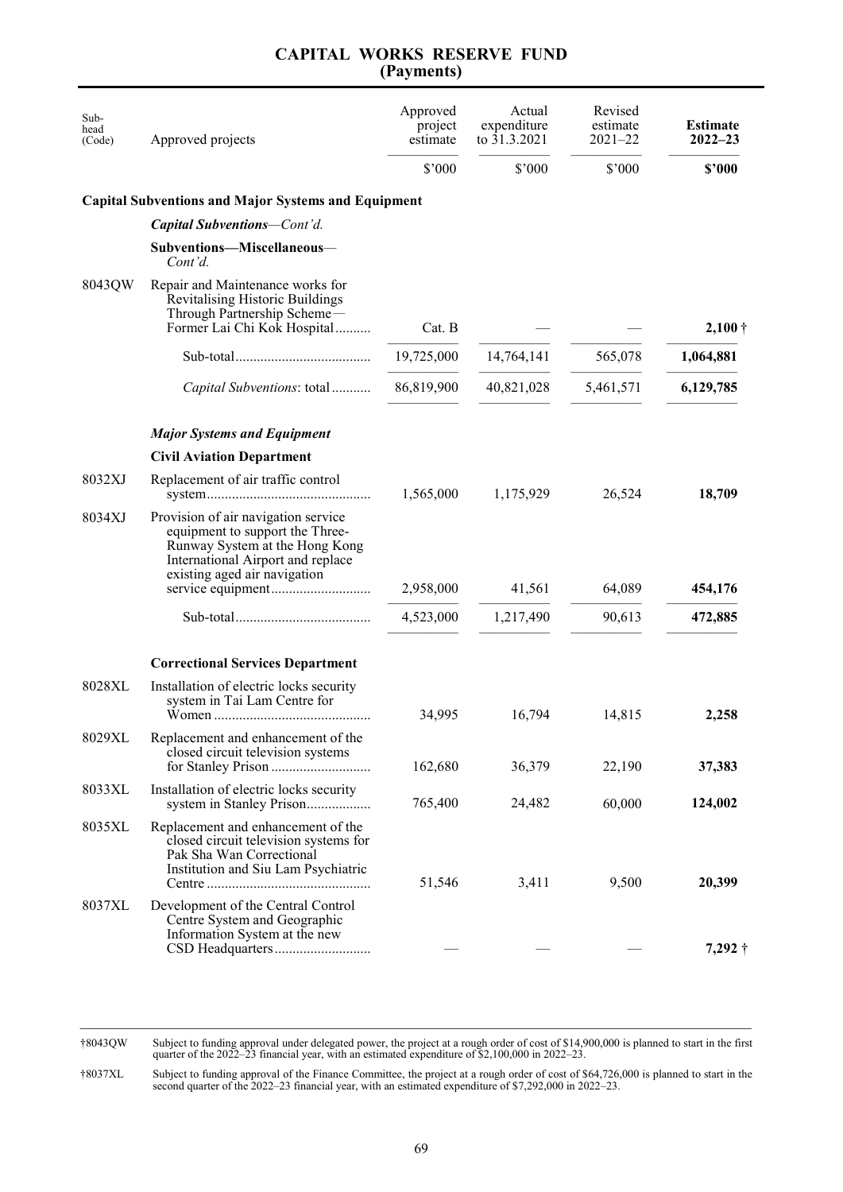# CAPITAL WORKS RESERVE FUND
## (Payments)

| Sub-head (Code) | Approved projects | Approved project estimate | Actual expenditure to 31.3.2021 | Revised estimate 2021–22 | **Estimate 2022–23** |
|---|---|---|---|---|---|
| | | $'000 | $'000 | $'000 | **$'000** |
| | **Capital Subventions and Major Systems and Equipment** | | | | |
| | ***Capital Subventions**—Cont'd.* | | | | |
| | **Subventions—Miscellaneous**—*Cont'd.* | | | | |
| 8043QW | Repair and Maintenance works for Revitalising Historic Buildings Through Partnership Scheme—Former Lai Chi Kok Hospital.......... | Cat. B | — | — | **2,100** † |
| | Sub-total...................................... | 19,725,000 | 14,764,141 | 565,078 | **1,064,881** |
| | *Capital Subventions*: total........... | 86,819,900 | 40,821,028 | 5,461,571 | **6,129,785** |
| | ***Major Systems and Equipment*** | | | | |
| | **Civil Aviation Department** | | | | |
| 8032XJ | Replacement of air traffic control system............................................. | 1,565,000 | 1,175,929 | 26,524 | **18,709** |
| 8034XJ | Provision of air navigation service equipment to support the Three-Runway System at the Hong Kong International Airport and replace existing aged air navigation service equipment........................... | 2,958,000 | 41,561 | 64,089 | **454,176** |
| | Sub-total...................................... | 4,523,000 | 1,217,490 | 90,613 | **472,885** |
| | **Correctional Services Department** | | | | |
| 8028XL | Installation of electric locks security system in Tai Lam Centre for Women........................................... | 34,995 | 16,794 | 14,815 | **2,258** |
| 8029XL | Replacement and enhancement of the closed circuit television systems for Stanley Prison........................... | 162,680 | 36,379 | 22,190 | **37,383** |
| 8033XL | Installation of electric locks security system in Stanley Prison.................. | 765,400 | 24,482 | 60,000 | **124,002** |
| 8035XL | Replacement and enhancement of the closed circuit television systems for Pak Sha Wan Correctional Institution and Siu Lam Psychiatric Centre............................................. | 51,546 | 3,411 | 9,500 | **20,399** |
| 8037XL | Development of the Central Control Centre System and Geographic Information System at the new CSD Headquarters.......................... | — | — | — | **7,292** † |

†8043QW Subject to funding approval under delegated power, the project at a rough order of cost of $14,900,000 is planned to start in the first quarter of the 2022–23 financial year, with an estimated expenditure of $2,100,000 in 2022–23.

†8037XL Subject to funding approval of the Finance Committee, the project at a rough order of cost of $64,726,000 is planned to start in the second quarter of the 2022–23 financial year, with an estimated expenditure of $7,292,000 in 2022–23.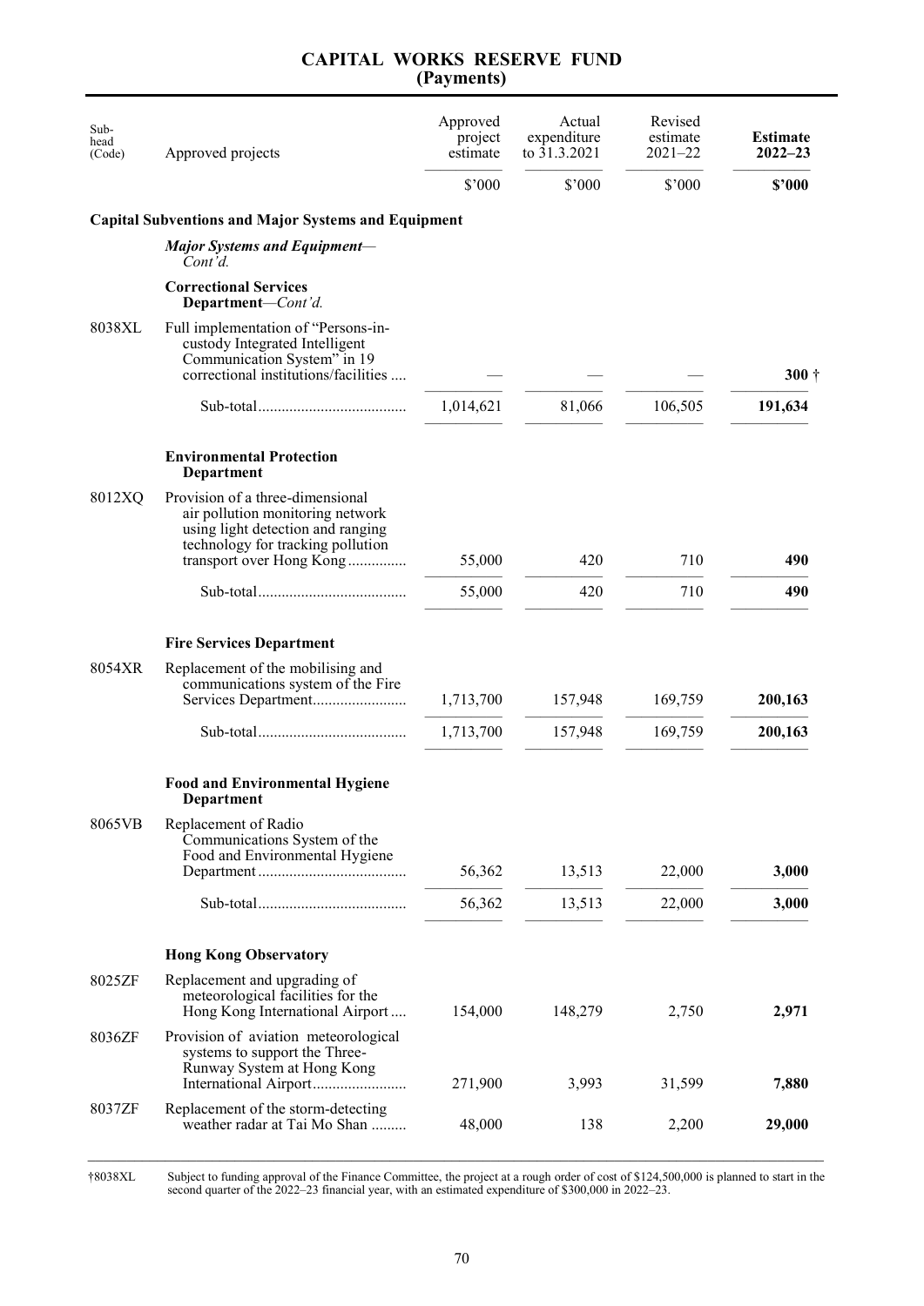# CAPITAL WORKS RESERVE FUND
## (Payments)

| Sub-head (Code) | Approved projects | Approved project estimate | Actual expenditure to 31.3.2021 | Revised estimate 2021–22 | **Estimate 2022–23** |
|---|---|---|---|---|---|
| | | $'000 | $'000 | $'000 | **$'000** |
| | **Capital Subventions and Major Systems and Equipment** | | | | |
| | ***Major Systems and Equipment**—Cont'd.* | | | | |
| | **Correctional Services Department**—*Cont'd.* | | | | |
| 8038XL | Full implementation of "Persons-in-custody Integrated Intelligent Communication System" in 19 correctional institutions/facilities .... | — | — | — | **300** † |
| | Sub-total...................................... | 1,014,621 | 81,066 | 106,505 | **191,634** |
| | **Environmental Protection Department** | | | | |
| 8012XQ | Provision of a three-dimensional air pollution monitoring network using light detection and ranging technology for tracking pollution transport over Hong Kong............... | 55,000 | 420 | 710 | **490** |
| | Sub-total...................................... | 55,000 | 420 | 710 | **490** |
| | **Fire Services Department** | | | | |
| 8054XR | Replacement of the mobilising and communications system of the Fire Services Department........................ | 1,713,700 | 157,948 | 169,759 | **200,163** |
| | Sub-total...................................... | 1,713,700 | 157,948 | 169,759 | **200,163** |
| | **Food and Environmental Hygiene Department** | | | | |
| 8065VB | Replacement of Radio Communications System of the Food and Environmental Hygiene Department...................................... | 56,362 | 13,513 | 22,000 | **3,000** |
| | Sub-total...................................... | 56,362 | 13,513 | 22,000 | **3,000** |
| | **Hong Kong Observatory** | | | | |
| 8025ZF | Replacement and upgrading of meteorological facilities for the Hong Kong International Airport .... | 154,000 | 148,279 | 2,750 | **2,971** |
| 8036ZF | Provision of aviation meteorological systems to support the Three-Runway System at Hong Kong International Airport........................ | 271,900 | 3,993 | 31,599 | **7,880** |
| 8037ZF | Replacement of the storm-detecting weather radar at Tai Mo Shan ......... | 48,000 | 138 | 2,200 | **29,000** |

†8038XL Subject to funding approval of the Finance Committee, the project at a rough order of cost of $124,500,000 is planned to start in the second quarter of the 2022–23 financial year, with an estimated expenditure of $300,000 in 2022–23.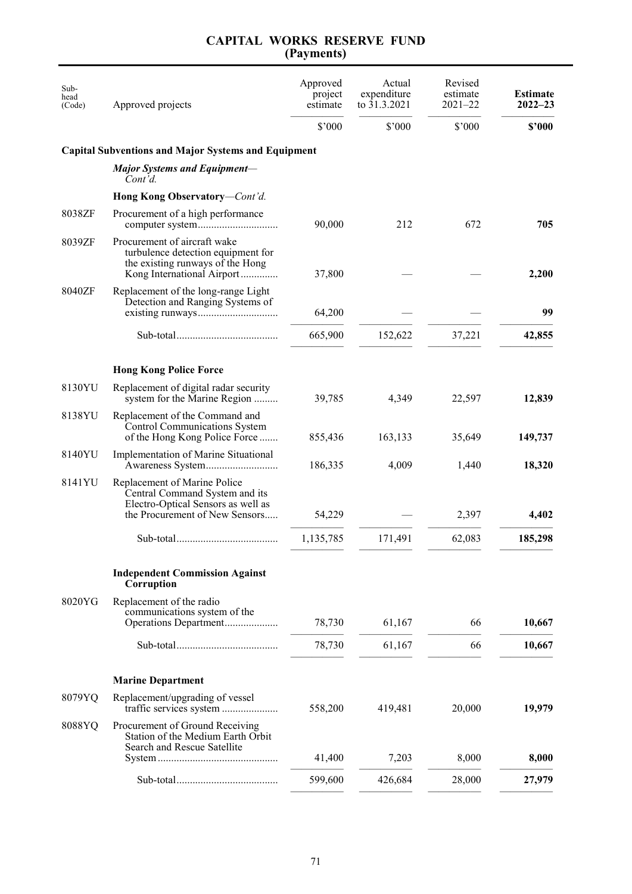# CAPITAL WORKS RESERVE FUND
## (Payments)

| Sub-head (Code) | Approved projects | Approved project estimate | Actual expenditure to 31.3.2021 | Revised estimate 2021–22 | **Estimate 2022–23** |
|---|---|---|---|---|---|
| | | $'000 | $'000 | $'000 | **$'000** |
| | **Capital Subventions and Major Systems and Equipment** | | | | |
| | ***Major Systems and Equipment***—*Cont'd.* | | | | |
| | **Hong Kong Observatory**—*Cont'd.* | | | | |
| 8038ZF | Procurement of a high performance computer system | 90,000 | 212 | 672 | **705** |
| 8039ZF | Procurement of aircraft wake turbulence detection equipment for the existing runways of the Hong Kong International Airport | 37,800 | — | — | **2,200** |
| 8040ZF | Replacement of the long-range Light Detection and Ranging Systems of existing runways | 64,200 | — | — | **99** |
| | Sub-total | 665,900 | 152,622 | 37,221 | **42,855** |
| | **Hong Kong Police Force** | | | | |
| 8130YU | Replacement of digital radar security system for the Marine Region | 39,785 | 4,349 | 22,597 | **12,839** |
| 8138YU | Replacement of the Command and Control Communications System of the Hong Kong Police Force | 855,436 | 163,133 | 35,649 | **149,737** |
| 8140YU | Implementation of Marine Situational Awareness System | 186,335 | 4,009 | 1,440 | **18,320** |
| 8141YU | Replacement of Marine Police Central Command System and its Electro-Optical Sensors as well as the Procurement of New Sensors | 54,229 | — | 2,397 | **4,402** |
| | Sub-total | 1,135,785 | 171,491 | 62,083 | **185,298** |
| | **Independent Commission Against Corruption** | | | | |
| 8020YG | Replacement of the radio communications system of the Operations Department | 78,730 | 61,167 | 66 | **10,667** |
| | Sub-total | 78,730 | 61,167 | 66 | **10,667** |
| | **Marine Department** | | | | |
| 8079YQ | Replacement/upgrading of vessel traffic services system | 558,200 | 419,481 | 20,000 | **19,979** |
| 8088YQ | Procurement of Ground Receiving Station of the Medium Earth Orbit Search and Rescue Satellite System | 41,400 | 7,203 | 8,000 | **8,000** |
| | Sub-total | 599,600 | 426,684 | 28,000 | **27,979** |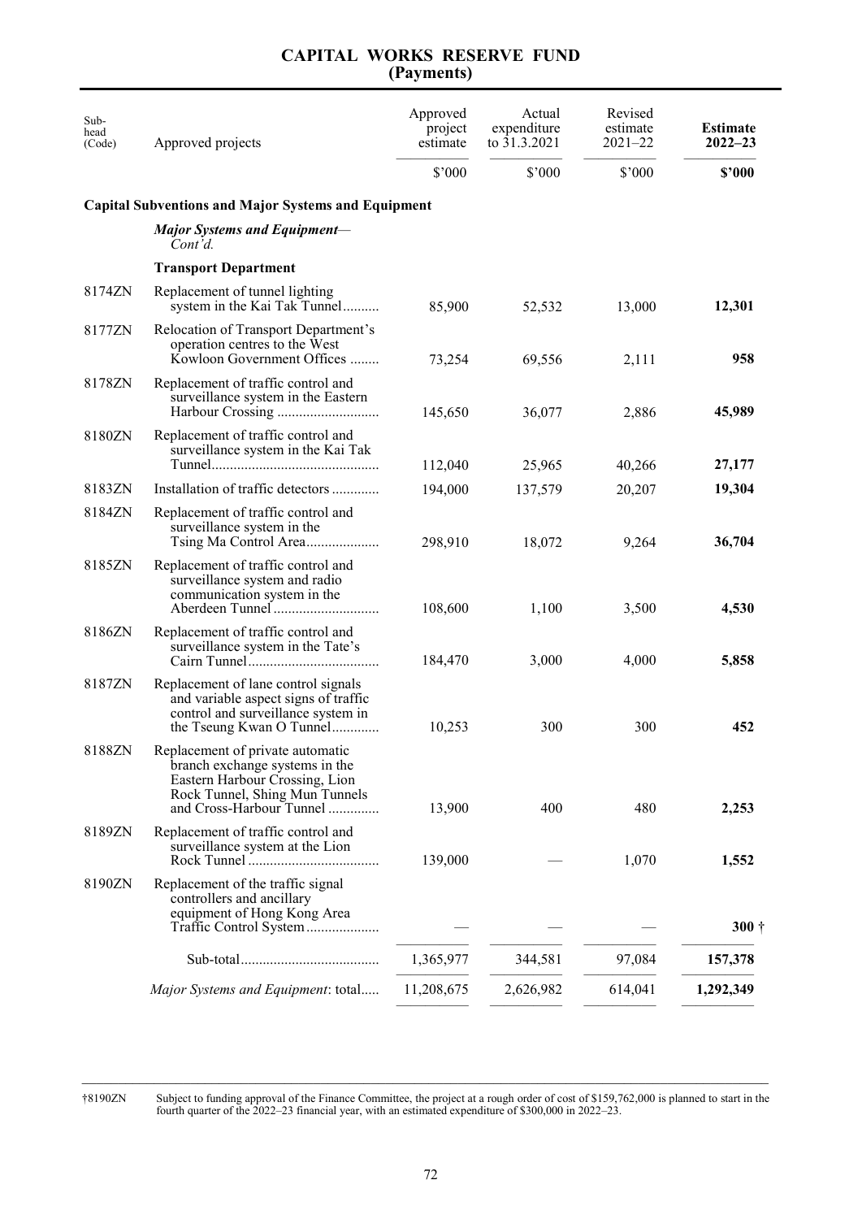# CAPITAL WORKS RESERVE FUND
## (Payments)

| Sub-head (Code) | Approved projects | Approved project estimate | Actual expenditure to 31.3.2021 | Revised estimate 2021–22 | **Estimate 2022–23** |
|---|---|---|---|---|---|
| | | $'000 | $'000 | $'000 | **$'000** |
| | **Capital Subventions and Major Systems and Equipment** | | | | |
| | ***Major Systems and Equipment****—Cont'd.* | | | | |
| | **Transport Department** | | | | |
| 8174ZN | Replacement of tunnel lighting system in the Kai Tak Tunnel | 85,900 | 52,532 | 13,000 | **12,301** |
| 8177ZN | Relocation of Transport Department's operation centres to the West Kowloon Government Offices | 73,254 | 69,556 | 2,111 | **958** |
| 8178ZN | Replacement of traffic control and surveillance system in the Eastern Harbour Crossing | 145,650 | 36,077 | 2,886 | **45,989** |
| 8180ZN | Replacement of traffic control and surveillance system in the Kai Tak Tunnel | 112,040 | 25,965 | 40,266 | **27,177** |
| 8183ZN | Installation of traffic detectors | 194,000 | 137,579 | 20,207 | **19,304** |
| 8184ZN | Replacement of traffic control and surveillance system in the Tsing Ma Control Area | 298,910 | 18,072 | 9,264 | **36,704** |
| 8185ZN | Replacement of traffic control and surveillance system and radio communication system in the Aberdeen Tunnel | 108,600 | 1,100 | 3,500 | **4,530** |
| 8186ZN | Replacement of traffic control and surveillance system in the Tate's Cairn Tunnel | 184,470 | 3,000 | 4,000 | **5,858** |
| 8187ZN | Replacement of lane control signals and variable aspect signs of traffic control and surveillance system in the Tseung Kwan O Tunnel | 10,253 | 300 | 300 | **452** |
| 8188ZN | Replacement of private automatic branch exchange systems in the Eastern Harbour Crossing, Lion Rock Tunnel, Shing Mun Tunnels and Cross-Harbour Tunnel | 13,900 | 400 | 480 | **2,253** |
| 8189ZN | Replacement of traffic control and surveillance system at the Lion Rock Tunnel | 139,000 | — | 1,070 | **1,552** |
| 8190ZN | Replacement of the traffic signal controllers and ancillary equipment of Hong Kong Area Traffic Control System | — | — | — | **300** † |
| | Sub-total | 1,365,977 | 344,581 | 97,084 | **157,378** |
| | *Major Systems and Equipment*: total | 11,208,675 | 2,626,982 | 614,041 | **1,292,349** |

†8190ZN Subject to funding approval of the Finance Committee, the project at a rough order of cost of $159,762,000 is planned to start in the fourth quarter of the 2022–23 financial year, with an estimated expenditure of $300,000 in 2022–23.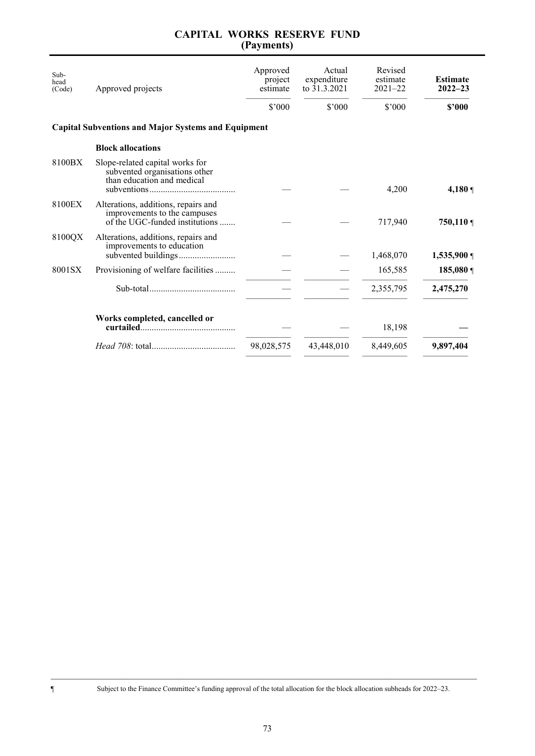# CAPITAL WORKS RESERVE FUND
## (Payments)

| Sub-head (Code) | Approved projects | Approved project estimate | Actual expenditure to 31.3.2021 | Revised estimate 2021–22 | **Estimate 2022–23** |
|---|---|---|---|---|---|
| | | $'000 | $'000 | $'000 | **$'000** |
| | **Capital Subventions and Major Systems and Equipment** | | | | |
| | **Block allocations** | | | | |
| 8100BX | Slope-related capital works for subvented organisations other than education and medical subventions | — | — | 4,200 | **4,180** ¶ |
| 8100EX | Alterations, additions, repairs and improvements to the campuses of the UGC-funded institutions | — | — | 717,940 | **750,110** ¶ |
| 8100QX | Alterations, additions, repairs and improvements to education subvented buildings | — | — | 1,468,070 | **1,535,900** ¶ |
| 8001SX | Provisioning of welfare facilities | — | — | 165,585 | **185,080** ¶ |
| | Sub-total | — | — | 2,355,795 | **2,475,270** |
| | **Works completed, cancelled or curtailed** | — | — | 18,198 | **—** |
| | *Head 708*: total | 98,028,575 | 43,448,010 | 8,449,605 | **9,897,404** |

¶ Subject to the Finance Committee's funding approval of the total allocation for the block allocation subheads for 2022–23.